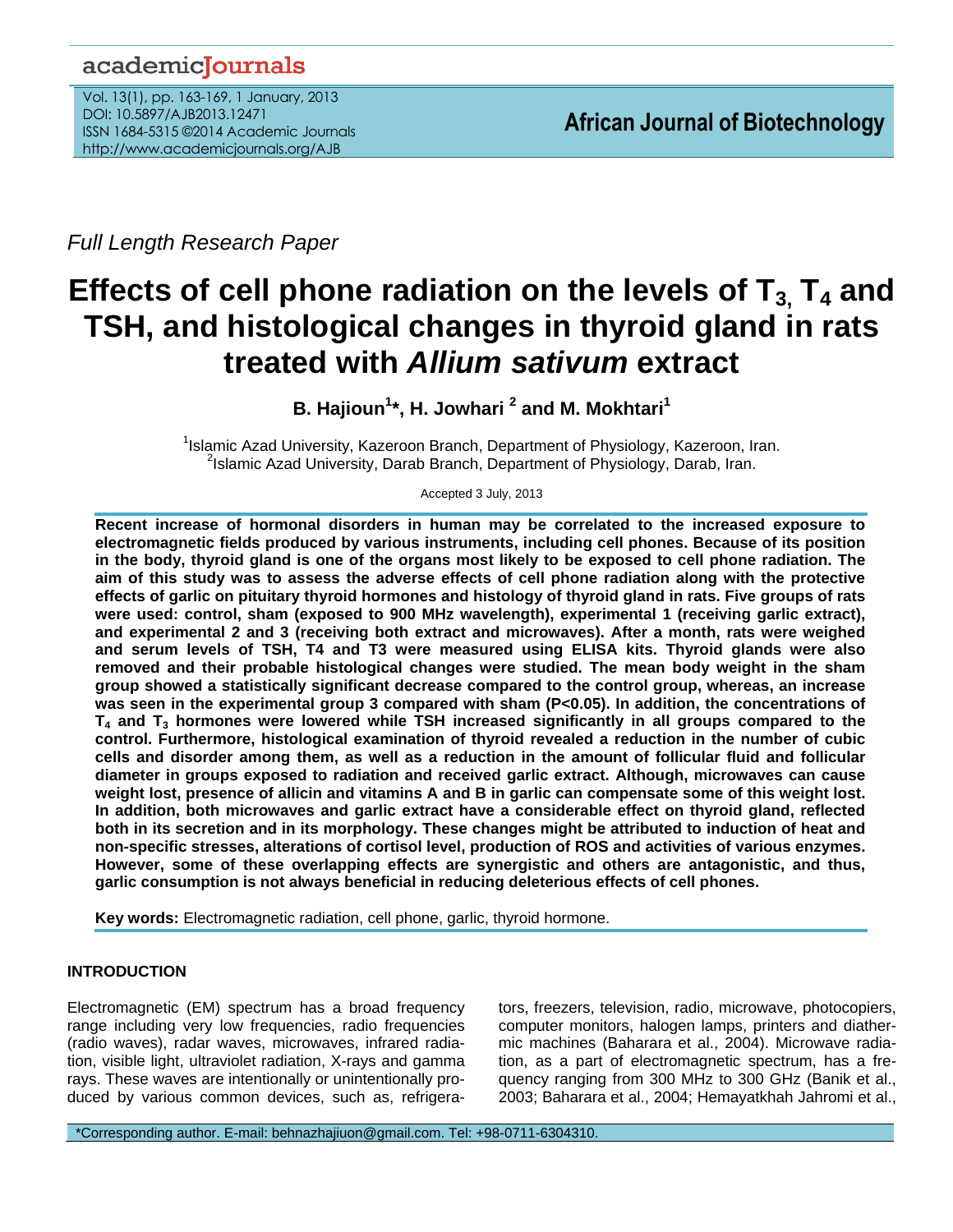Full Length Research Paper

# Effects of cell phone radiation on the levels of $T_3$, $T_4$ and TSH, and histological changes in thyroid gland in rats treated with *Allium sativum* extract

**B. Hajioun[1]\*, H. Jowhari [2] and M. Mokhtari[1]**

[1]Islamic Azad University, Kazeroon Branch, Department of Physiology, Kazeroon, Iran.
[2]Islamic Azad University, Darab Branch, Department of Physiology, Darab, Iran.

Accepted 3 July, 2013

**Recent increase of hormonal disorders in human may be correlated to the increased exposure to electromagnetic fields produced by various instruments, including cell phones. Because of its position in the body, thyroid gland is one of the organs most likely to be exposed to cell phone radiation. The aim of this study was to assess the adverse effects of cell phone radiation along with the protective effects of garlic on pituitary thyroid hormones and histology of thyroid gland in rats. Five groups of rats were used: control, sham (exposed to 900 MHz wavelength), experimental 1 (receiving garlic extract), and experimental 2 and 3 (receiving both extract and microwaves). After a month, rats were weighed and serum levels of TSH, T4 and T3 were measured using ELISA kits. Thyroid glands were also removed and their probable histological changes were studied. The mean body weight in the sham group showed a statistically significant decrease compared to the control group, whereas, an increase was seen in the experimental group 3 compared with sham ($P<0.05$). In addition, the concentrations of $T_4$ and $T_3$ hormones were lowered while TSH increased significantly in all groups compared to the control. Furthermore, histological examination of thyroid revealed a reduction in the number of cubic cells and disorder among them, as well as a reduction in the amount of follicular fluid and follicular diameter in groups exposed to radiation and received garlic extract. Although, microwaves can cause weight lost, presence of allicin and vitamins A and B in garlic can compensate some of this weight lost. In addition, both microwaves and garlic extract have a considerable effect on thyroid gland, reflected both in its secretion and in its morphology. These changes might be attributed to induction of heat and non-specific stresses, alterations of cortisol level, production of ROS and activities of various enzymes. However, some of these overlapping effects are synergistic and others are antagonistic, and thus, garlic consumption is not always beneficial in reducing deleterious effects of cell phones.**

**Key words:** Electromagnetic radiation, cell phone, garlic, thyroid hormone.

## INTRODUCTION

Electromagnetic (EM) spectrum has a broad frequency range including very low frequencies, radio frequencies (radio waves), radar waves, microwaves, infrared radiation, visible light, ultraviolet radiation, X-rays and gamma rays. These waves are intentionally or unintentionally produced by various common devices, such as, refrigerators, freezers, television, radio, microwave, photocopiers, computer monitors, halogen lamps, printers and diathermic machines (Baharara et al., 2004). Microwave radiation, as a part of electromagnetic spectrum, has a frequency ranging from 300 MHz to 300 GHz (Banik et al., 2003; Baharara et al., 2004; Hemayatkhah Jahromi et al.,

\*Corresponding author. E-mail: behnazhajiuon@gmail.com. Tel: +98-0711-6304310.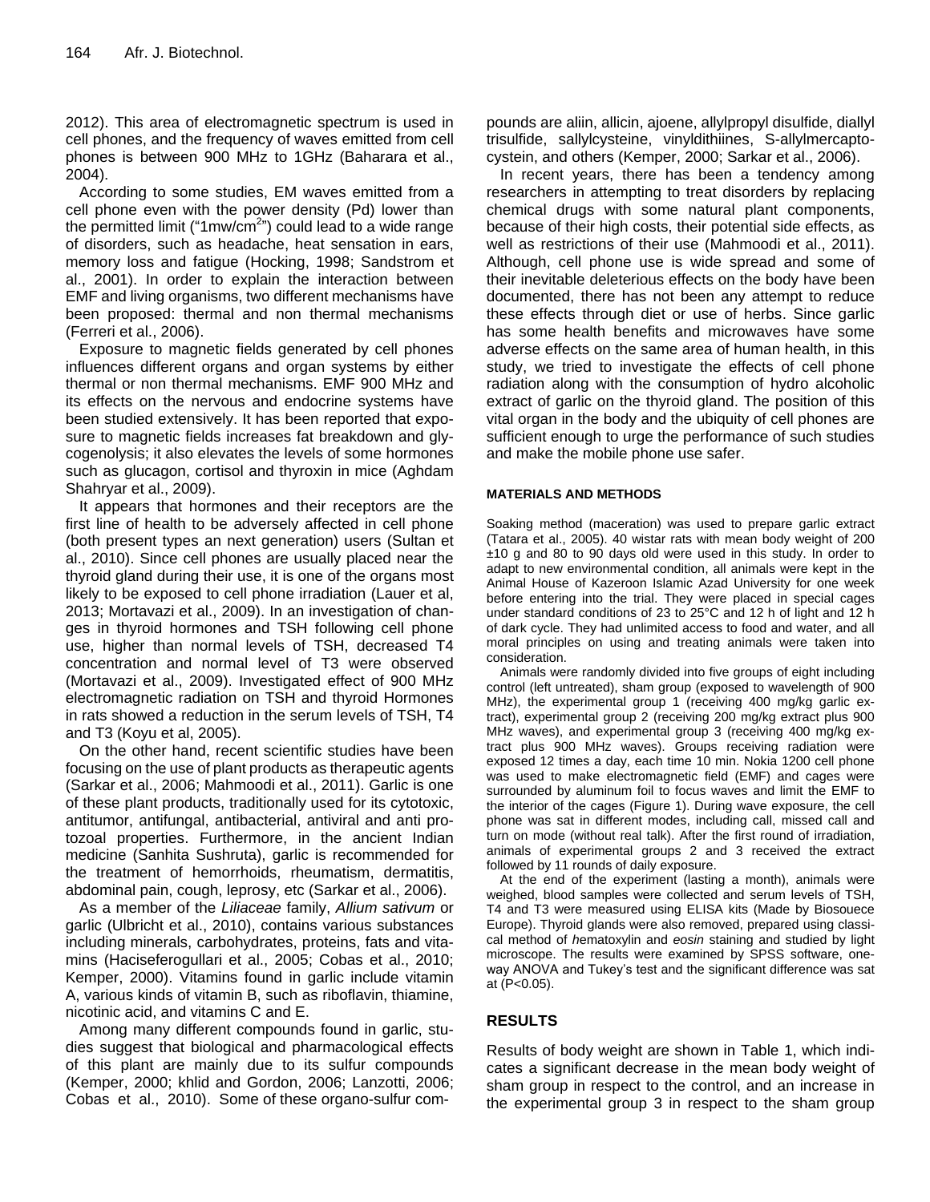2012). This area of electromagnetic spectrum is used in cell phones, and the frequency of waves emitted from cell phones is between 900 MHz to 1GHz (Baharara et al., 2004).

According to some studies, EM waves emitted from a cell phone even with the power density (Pd) lower than the permitted limit ("1mw/cm$^2$") could lead to a wide range of disorders, such as headache, heat sensation in ears, memory loss and fatigue (Hocking, 1998; Sandstrom et al., 2001). In order to explain the interaction between EMF and living organisms, two different mechanisms have been proposed: thermal and non thermal mechanisms (Ferreri et al., 2006).

Exposure to magnetic fields generated by cell phones influences different organs and organ systems by either thermal or non thermal mechanisms. EMF 900 MHz and its effects on the nervous and endocrine systems have been studied extensively. It has been reported that exposure to magnetic fields increases fat breakdown and glycogenolysis; it also elevates the levels of some hormones such as glucagon, cortisol and thyroxin in mice (Aghdam Shahryar et al., 2009).

It appears that hormones and their receptors are the first line of health to be adversely affected in cell phone (both present types an next generation) users (Sultan et al., 2010). Since cell phones are usually placed near the thyroid gland during their use, it is one of the organs most likely to be exposed to cell phone irradiation (Lauer et al, 2013; Mortavazi et al., 2009). In an investigation of changes in thyroid hormones and TSH following cell phone use, higher than normal levels of TSH, decreased T4 concentration and normal level of T3 were observed (Mortavazi et al., 2009). Investigated effect of 900 MHz electromagnetic radiation on TSH and thyroid Hormones in rats showed a reduction in the serum levels of TSH, T4 and T3 (Koyu et al, 2005).

On the other hand, recent scientific studies have been focusing on the use of plant products as therapeutic agents (Sarkar et al., 2006; Mahmoodi et al., 2011). Garlic is one of these plant products, traditionally used for its cytotoxic, antitumor, antifungal, antibacterial, antiviral and anti protozoal properties. Furthermore, in the ancient Indian medicine (Sanhita Sushruta), garlic is recommended for the treatment of hemorrhoids, rheumatism, dermatitis, abdominal pain, cough, leprosy, etc (Sarkar et al., 2006).

As a member of the *Liliaceae* family, *Allium sativum* or garlic (Ulbricht et al., 2010), contains various substances including minerals, carbohydrates, proteins, fats and vitamins (Haciseferogullari et al., 2005; Cobas et al., 2010; Kemper, 2000). Vitamins found in garlic include vitamin A, various kinds of vitamin B, such as riboflavin, thiamine, nicotinic acid, and vitamins C and E.

Among many different compounds found in garlic, studies suggest that biological and pharmacological effects of this plant are mainly due to its sulfur compounds (Kemper, 2000; khlid and Gordon, 2006; Lanzotti, 2006; Cobas et al., 2010). Some of these organo-sulfur compounds are aliin, allicin, ajoene, allylpropyl disulfide, diallyl trisulfide, sallylcysteine, vinyldithiines, S-allylmercaptocystein, and others (Kemper, 2000; Sarkar et al., 2006).

In recent years, there has been a tendency among researchers in attempting to treat disorders by replacing chemical drugs with some natural plant components, because of their high costs, their potential side effects, as well as restrictions of their use (Mahmoodi et al., 2011). Although, cell phone use is wide spread and some of their inevitable deleterious effects on the body have been documented, there has not been any attempt to reduce these effects through diet or use of herbs. Since garlic has some health benefits and microwaves have some adverse effects on the same area of human health, in this study, we tried to investigate the effects of cell phone radiation along with the consumption of hydro alcoholic extract of garlic on the thyroid gland. The position of this vital organ in the body and the ubiquity of cell phones are sufficient enough to urge the performance of such studies and make the mobile phone use safer.

## MATERIALS AND METHODS

Soaking method (maceration) was used to prepare garlic extract (Tatara et al., 2005). 40 wistar rats with mean body weight of 200 ±10 g and 80 to 90 days old were used in this study. In order to adapt to new environmental condition, all animals were kept in the Animal House of Kazeroon Islamic Azad University for one week before entering into the trial. They were placed in special cages under standard conditions of 23 to 25°C and 12 h of light and 12 h of dark cycle. They had unlimited access to food and water, and all moral principles on using and treating animals were taken into consideration.

Animals were randomly divided into five groups of eight including control (left untreated), sham group (exposed to wavelength of 900 MHz), the experimental group 1 (receiving 400 mg/kg garlic extract), experimental group 2 (receiving 200 mg/kg extract plus 900 MHz waves), and experimental group 3 (receiving 400 mg/kg extract plus 900 MHz waves). Groups receiving radiation were exposed 12 times a day, each time 10 min. Nokia 1200 cell phone was used to make electromagnetic field (EMF) and cages were surrounded by aluminum foil to focus waves and limit the EMF to the interior of the cages (Figure 1). During wave exposure, the cell phone was sat in different modes, including call, missed call and turn on mode (without real talk). After the first round of irradiation, animals of experimental groups 2 and 3 received the extract followed by 11 rounds of daily exposure.

At the end of the experiment (lasting a month), animals were weighed, blood samples were collected and serum levels of TSH, T4 and T3 were measured using ELISA kits (Made by Biosouece Europe). Thyroid glands were also removed, prepared using classical method of *h*ematoxylin and *eosin* staining and studied by light microscope. The results were examined by SPSS software, one-way ANOVA and Tukey's test and the significant difference was sat at ($P<0.05$).

## RESULTS

Results of body weight are shown in Table 1, which indicates a significant decrease in the mean body weight of sham group in respect to the control, and an increase in the experimental group 3 in respect to the sham group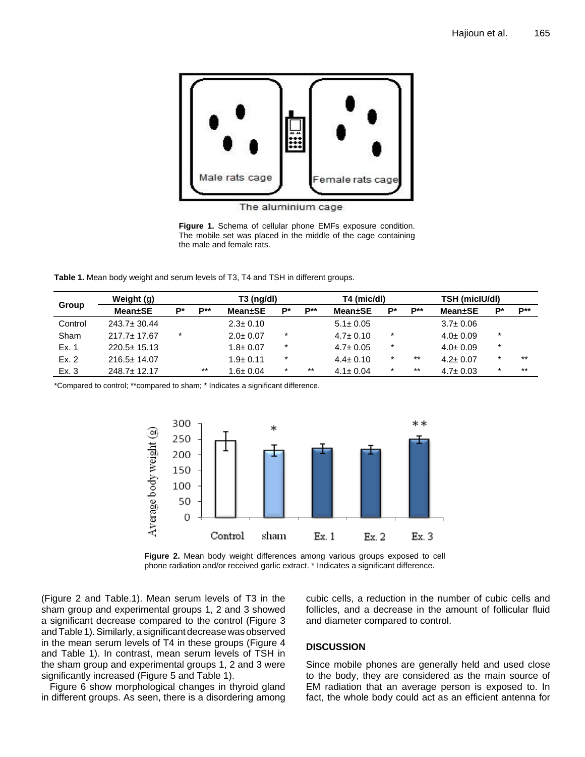Figure 1. Schema of cellular phone EMFs exposure condition. The mobile set was placed in the middle of the cage containing the male and female rats.

**Table 1.** Mean body weight and serum levels of T3, T4 and TSH in different groups.

| Group | Weight (g) | | | T3 (ng/dl) | | | T4 (mic/dl) | | | TSH (micIU/dl) | | |
|---|---|---|---|---|---|---|---|---|---|---|---|---|
| | Mean±SE | P* | P** | Mean±SE | P* | P** | Mean±SE | P* | P** | Mean±SE | P* | P** |
| Control | 243.7± 30.44 | | | 2.3± 0.10 | | | 5.1± 0.05 | | | 3.7± 0.06 | | |
| Sham | 217.7± 17.67 | * | | 2.0± 0.07 | * | | 4.7± 0.10 | * | | 4.0± 0.09 | * | |
| Ex. 1 | 220.5± 15.13 | | | 1.8± 0.07 | * | | 4.7± 0.05 | * | | 4.0± 0.09 | * | |
| Ex. 2 | 216.5± 14.07 | | | 1.9± 0.11 | * | | 4.4± 0.10 | * | ** | 4.2± 0.07 | * | ** |
| Ex. 3 | 248.7± 12.17 | | ** | 1.6± 0.04 | * | ** | 4.1± 0.04 | * | ** | 4.7± 0.03 | * | ** |

*Compared to control; **compared to sham; * Indicates a significant difference.

Figure 2. Mean body weight differences among various groups exposed to cell phone radiation and/or received garlic extract. * Indicates a significant difference.

(Figure 2 and Table.1). Mean serum levels of T3 in the sham group and experimental groups 1, 2 and 3 showed a significant decrease compared to the control (Figure 3 and Table 1). Similarly, a significant decrease was observed in the mean serum levels of T4 in these groups (Figure 4 and Table 1). In contrast, mean serum levels of TSH in the sham group and experimental groups 1, 2 and 3 were significantly increased (Figure 5 and Table 1).

Figure 6 show morphological changes in thyroid gland in different groups. As seen, there is a disordering among cubic cells, a reduction in the number of cubic cells and follicles, and a decrease in the amount of follicular fluid and diameter compared to control.

## DISCUSSION

Since mobile phones are generally held and used close to the body, they are considered as the main source of EM radiation that an average person is exposed to. In fact, the whole body could act as an efficient antenna for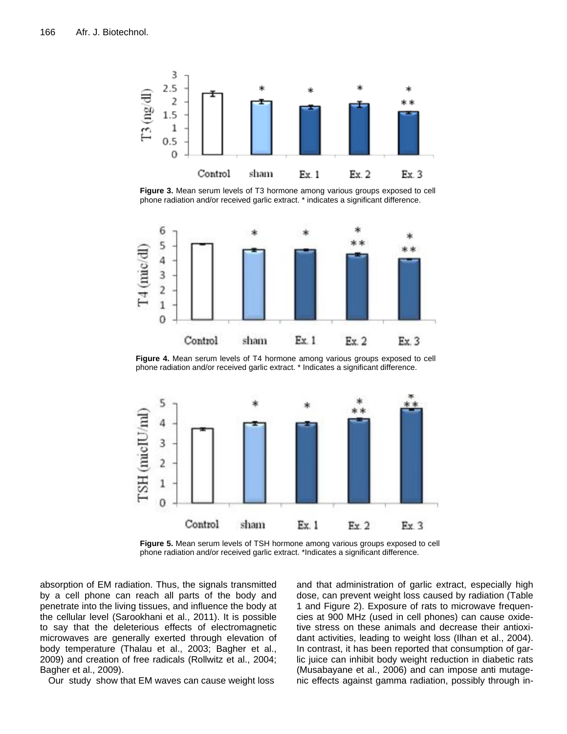Figure 3. Mean serum levels of T3 hormone among various groups exposed to cell phone radiation and/or received garlic extract. * indicates a significant difference.

Figure 4. Mean serum levels of T4 hormone among various groups exposed to cell phone radiation and/or received garlic extract. * Indicates a significant difference.

Figure 5. Mean serum levels of TSH hormone among various groups exposed to cell phone radiation and/or received garlic extract. *Indicates a significant difference.

absorption of EM radiation. Thus, the signals transmitted by a cell phone can reach all parts of the body and penetrate into the living tissues, and influence the body at the cellular level (Sarookhani et al., 2011). It is possible to say that the deleterious effects of electromagnetic microwaves are generally exerted through elevation of body temperature (Thalau et al., 2003; Bagher et al., 2009) and creation of free radicals (Rollwitz et al., 2004; Bagher et al., 2009).

Our study show that EM waves can cause weight loss and that administration of garlic extract, especially high dose, can prevent weight loss caused by radiation (Table 1 and Figure 2). Exposure of rats to microwave frequencies at 900 MHz (used in cell phones) can cause oxidetive stress on these animals and decrease their antioxidant activities, leading to weight loss (Ilhan et al., 2004). In contrast, it has been reported that consumption of garlic juice can inhibit body weight reduction in diabetic rats (Musabayane et al., 2006) and can impose anti mutagenic effects against gamma radiation, possibly through in-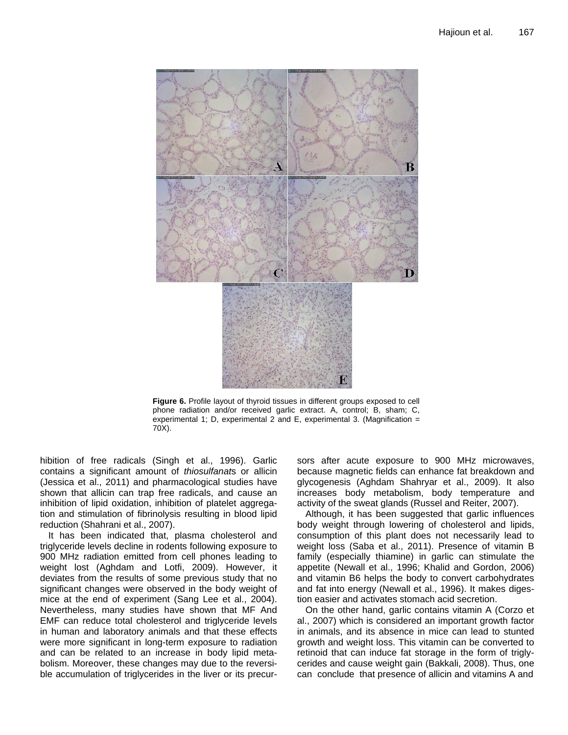**Figure 6.** Profile layout of thyroid tissues in different groups exposed to cell phone radiation and/or received garlic extract. A, control; B, sham; C, experimental 1; D, experimental 2 and E, experimental 3. (Magnification = 70X).

hibition of free radicals (Singh et al., 1996). Garlic contains a significant amount of *thiosulfanat*s or allicin (Jessica et al., 2011) and pharmacological studies have shown that allicin can trap free radicals, and cause an inhibition of lipid oxidation, inhibition of platelet aggregation and stimulation of fibrinolysis resulting in blood lipid reduction (Shahrani et al., 2007).

It has been indicated that, plasma cholesterol and triglyceride levels decline in rodents following exposure to 900 MHz radiation emitted from cell phones leading to weight lost (Aghdam and Lotfi, 2009). However, it deviates from the results of some previous study that no significant changes were observed in the body weight of mice at the end of experiment (Sang Lee et al., 2004). Nevertheless, many studies have shown that MF And EMF can reduce total cholesterol and triglyceride levels in human and laboratory animals and that these effects were more significant in long-term exposure to radiation and can be related to an increase in body lipid metabolism. Moreover, these changes may due to the reversible accumulation of triglycerides in the liver or its precursors after acute exposure to 900 MHz microwaves, because magnetic fields can enhance fat breakdown and glycogenesis (Aghdam Shahryar et al., 2009). It also increases body metabolism, body temperature and activity of the sweat glands (Russel and Reiter, 2007).

Although, it has been suggested that garlic influences body weight through lowering of cholesterol and lipids, consumption of this plant does not necessarily lead to weight loss (Saba et al., 2011). Presence of vitamin B family (especially thiamine) in garlic can stimulate the appetite (Newall et al., 1996; Khalid and Gordon, 2006) and vitamin B6 helps the body to convert carbohydrates and fat into energy (Newall et al., 1996). It makes digestion easier and activates stomach acid secretion.

On the other hand, garlic contains vitamin A (Corzo et al., 2007) which is considered an important growth factor in animals, and its absence in mice can lead to stunted growth and weight loss. This vitamin can be converted to retinoid that can induce fat storage in the form of triglycerides and cause weight gain (Bakkali, 2008). Thus, one can conclude that presence of allicin and vitamins A and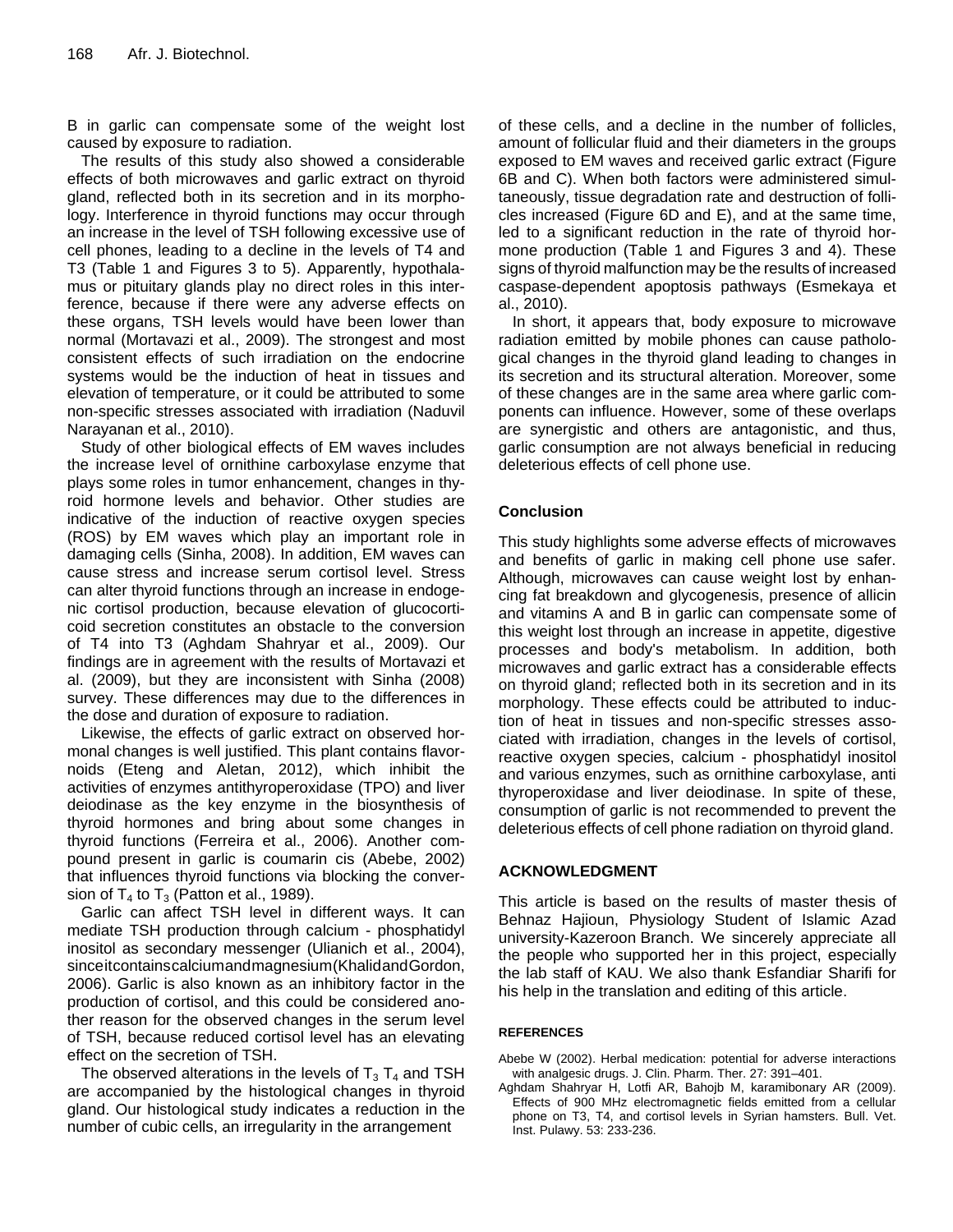B in garlic can compensate some of the weight lost caused by exposure to radiation.

The results of this study also showed a considerable effects of both microwaves and garlic extract on thyroid gland, reflected both in its secretion and in its morphology. Interference in thyroid functions may occur through an increase in the level of TSH following excessive use of cell phones, leading to a decline in the levels of T4 and T3 (Table 1 and Figures 3 to 5). Apparently, hypothalamus or pituitary glands play no direct roles in this interference, because if there were any adverse effects on these organs, TSH levels would have been lower than normal (Mortavazi et al., 2009). The strongest and most consistent effects of such irradiation on the endocrine systems would be the induction of heat in tissues and elevation of temperature, or it could be attributed to some non-specific stresses associated with irradiation (Naduvil Narayanan et al., 2010).

Study of other biological effects of EM waves includes the increase level of ornithine carboxylase enzyme that plays some roles in tumor enhancement, changes in thyroid hormone levels and behavior. Other studies are indicative of the induction of reactive oxygen species (ROS) by EM waves which play an important role in damaging cells (Sinha, 2008). In addition, EM waves can cause stress and increase serum cortisol level. Stress can alter thyroid functions through an increase in endogenic cortisol production, because elevation of glucocorticoid secretion constitutes an obstacle to the conversion of T4 into T3 (Aghdam Shahryar et al., 2009). Our findings are in agreement with the results of Mortavazi et al. (2009), but they are inconsistent with Sinha (2008) survey. These differences may due to the differences in the dose and duration of exposure to radiation.

Likewise, the effects of garlic extract on observed hormonal changes is well justified. This plant contains flavornoids (Eteng and Aletan, 2012), which inhibit the activities of enzymes antithyroperoxidase (TPO) and liver deiodinase as the key enzyme in the biosynthesis of thyroid hormones and bring about some changes in thyroid functions (Ferreira et al., 2006). Another compound present in garlic is coumarin cis (Abebe, 2002) that influences thyroid functions via blocking the conversion of $T_4$ to $T_3$ (Patton et al., 1989).

Garlic can affect TSH level in different ways. It can mediate TSH production through calcium - phosphatidyl inositol as secondary messenger (Ulianich et al., 2004), since it contains calcium and magnesium (Khalid and Gordon, 2006). Garlic is also known as an inhibitory factor in the production of cortisol, and this could be considered another reason for the observed changes in the serum level of TSH, because reduced cortisol level has an elevating effect on the secretion of TSH.

The observed alterations in the levels of $T_3$ $T_4$ and TSH are accompanied by the histological changes in thyroid gland. Our histological study indicates a reduction in the number of cubic cells, an irregularity in the arrangement of these cells, and a decline in the number of follicles, amount of follicular fluid and their diameters in the groups exposed to EM waves and received garlic extract (Figure 6B and C). When both factors were administered simultaneously, tissue degradation rate and destruction of follicles increased (Figure 6D and E), and at the same time, led to a significant reduction in the rate of thyroid hormone production (Table 1 and Figures 3 and 4). These signs of thyroid malfunction may be the results of increased caspase-dependent apoptosis pathways (Esmekaya et al., 2010).

In short, it appears that, body exposure to microwave radiation emitted by mobile phones can cause pathological changes in the thyroid gland leading to changes in its secretion and its structural alteration. Moreover, some of these changes are in the same area where garlic components can influence. However, some of these overlaps are synergistic and others are antagonistic, and thus, garlic consumption are not always beneficial in reducing deleterious effects of cell phone use.

## Conclusion

This study highlights some adverse effects of microwaves and benefits of garlic in making cell phone use safer. Although, microwaves can cause weight lost by enhancing fat breakdown and glycogenesis, presence of allicin and vitamins A and B in garlic can compensate some of this weight lost through an increase in appetite, digestive processes and body's metabolism. In addition, both microwaves and garlic extract has a considerable effects on thyroid gland; reflected both in its secretion and in its morphology. These effects could be attributed to induction of heat in tissues and non-specific stresses associated with irradiation, changes in the levels of cortisol, reactive oxygen species, calcium - phosphatidyl inositol and various enzymes, such as ornithine carboxylase, anti thyroperoxidase and liver deiodinase. In spite of these, consumption of garlic is not recommended to prevent the deleterious effects of cell phone radiation on thyroid gland.

## ACKNOWLEDGMENT

This article is based on the results of master thesis of Behnaz Hajioun, Physiology Student of Islamic Azad university-Kazeroon Branch. We sincerely appreciate all the people who supported her in this project, especially the lab staff of KAU. We also thank Esfandiar Sharifi for his help in the translation and editing of this article.

## REFERENCES

Abebe W (2002). Herbal medication: potential for adverse interactions with analgesic drugs. J. Clin. Pharm. Ther. 27: 391–401.

Aghdam Shahryar H, Lotfi AR, Bahojb M, karamibonary AR (2009). Effects of 900 MHz electromagnetic fields emitted from a cellular phone on T3, T4, and cortisol levels in Syrian hamsters. Bull. Vet. Inst. Pulawy. 53: 233-236.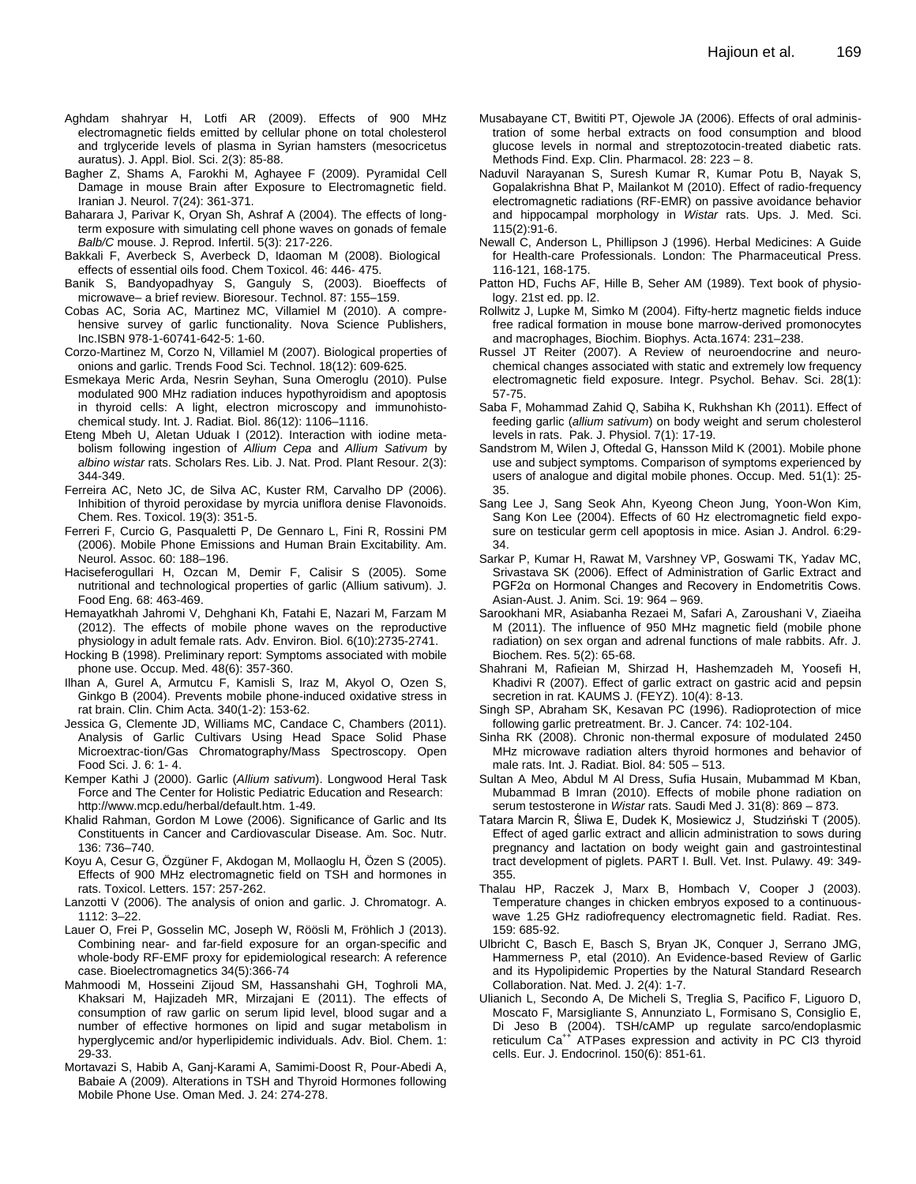Aghdam shahryar H, Lotfi AR (2009). Effects of 900 MHz electromagnetic fields emitted by cellular phone on total cholesterol and trglyceride levels of plasma in Syrian hamsters (mesocricetus auratus). J. Appl. Biol. Sci. 2(3): 85-88.

Bagher Z, Shams A, Farokhi M, Aghayee F (2009). Pyramidal Cell Damage in mouse Brain after Exposure to Electromagnetic field. Iranian J. Neurol. 7(24): 361-371.

Baharara J, Parivar K, Oryan Sh, Ashraf A (2004). The effects of long-term exposure with simulating cell phone waves on gonads of female *Balb/C* mouse. J. Reprod. Infertil. 5(3): 217-226.

Bakkali F, Averbeck S, Averbeck D, Idaoman M (2008). Biological effects of essential oils food. Chem Toxicol. 46: 446- 475.

Banik S, Bandyopadhyay S, Ganguly S, (2003). Bioeffects of microwave– a brief review. Bioresour. Technol. 87: 155–159.

Cobas AC, Soria AC, Martinez MC, Villamiel M (2010). A comprehensive survey of garlic functionality. Nova Science Publishers, Inc.ISBN 978-1-60741-642-5: 1-60.

Corzo-Martinez M, Corzo N, Villamiel M (2007). Biological properties of onions and garlic. Trends Food Sci. Technol. 18(12): 609-625.

Esmekaya Meric Arda, Nesrin Seyhan, Suna Omeroglu (2010). Pulse modulated 900 MHz radiation induces hypothyroidism and apoptosis in thyroid cells: A light, electron microscopy and immunohistochemical study. Int. J. Radiat. Biol. 86(12): 1106–1116.

Eteng Mbeh U, Aletan Uduak I (2012). Interaction with iodine metabolism following ingestion of *Allium Cepa* and *Allium Sativum* by *albino wistar* rats. Scholars Res. Lib. J. Nat. Prod. Plant Resour. 2(3): 344-349.

Ferreira AC, Neto JC, de Silva AC, Kuster RM, Carvalho DP (2006). Inhibition of thyroid peroxidase by myrcia uniflora denise Flavonoids. Chem. Res. Toxicol. 19(3): 351-5.

Ferreri F, Curcio G, Pasqualetti P, De Gennaro L, Fini R, Rossini PM (2006). Mobile Phone Emissions and Human Brain Excitability. Am. Neurol. Assoc. 60: 188–196.

Haciseferogullari H, Ozcan M, Demir F, Calisir S (2005). Some nutritional and technological properties of garlic (Allium sativum). J. Food Eng. 68: 463-469.

Hemayatkhah Jahromi V, Dehghani Kh, Fatahi E, Nazari M, Farzam M (2012). The effects of mobile phone waves on the reproductive physiology in adult female rats. Adv. Environ. Biol. 6(10):2735-2741.

Hocking B (1998). Preliminary report: Symptoms associated with mobile phone use. Occup. Med. 48(6): 357-360.

Ilhan A, Gurel A, Armutcu F, Kamisli S, Iraz M, Akyol O, Ozen S, Ginkgo B (2004). Prevents mobile phone-induced oxidative stress in rat brain. Clin. Chim Acta. 340(1-2): 153-62.

Jessica G, Clemente JD, Williams MC, Candace C, Chambers (2011). Analysis of Garlic Cultivars Using Head Space Solid Phase Microextrac-tion/Gas Chromatography/Mass Spectroscopy. Open Food Sci. J. 6: 1- 4.

Kemper Kathi J (2000). Garlic (*Allium sativum*). Longwood Heral Task Force and The Center for Holistic Pediatric Education and Research: http://www.mcp.edu/herbal/default.htm. 1-49.

Khalid Rahman, Gordon M Lowe (2006). Significance of Garlic and Its Constituents in Cancer and Cardiovascular Disease. Am. Soc. Nutr. 136: 736–740.

Koyu A, Cesur G, Özgüner F, Akdogan M, Mollaoglu H, Özen S (2005). Effects of 900 MHz electromagnetic field on TSH and hormones in rats. Toxicol. Letters. 157: 257-262.

Lanzotti V (2006). The analysis of onion and garlic. J. Chromatogr. A. 1112: 3–22.

Lauer O, Frei P, Gosselin MC, Joseph W, Röösli M, Fröhlich J (2013). Combining near- and far-field exposure for an organ-specific and whole-body RF-EMF proxy for epidemiological research: A reference case. Bioelectromagnetics 34(5):366-74

Mahmoodi M, Hosseini Zijoud SM, Hassanshahi GH, Toghroli MA, Khaksari M, Hajizadeh MR, Mirzajani E (2011). The effects of consumption of raw garlic on serum lipid level, blood sugar and a number of effective hormones on lipid and sugar metabolism in hyperglycemic and/or hyperlipidemic individuals. Adv. Biol. Chem. 1: 29-33.

Mortavazi S, Habib A, Ganj-Karami A, Samimi-Doost R, Pour-Abedi A, Babaie A (2009). Alterations in TSH and Thyroid Hormones following Mobile Phone Use. Oman Med. J. 24: 274-278.

Musabayane CT, Bwititi PT, Ojewole JA (2006). Effects of oral administration of some herbal extracts on food consumption and blood glucose levels in normal and streptozotocin-treated diabetic rats. Methods Find. Exp. Clin. Pharmacol. 28: 223 – 8.

Naduvil Narayanan S, Suresh Kumar R, Kumar Potu B, Nayak S, Gopalakrishna Bhat P, Mailankot M (2010). Effect of radio-frequency electromagnetic radiations (RF-EMR) on passive avoidance behavior and hippocampal morphology in *Wistar* rats. Ups. J. Med. Sci. 115(2):91-6.

Newall C, Anderson L, Phillipson J (1996). Herbal Medicines: A Guide for Health-care Professionals. London: The Pharmaceutical Press. 116-121, 168-175.

Patton HD, Fuchs AF, Hille B, Seher AM (1989). Text book of physiology. 21st ed. pp. l2.

Rollwitz J, Lupke M, Simko M (2004). Fifty-hertz magnetic fields induce free radical formation in mouse bone marrow-derived promonocytes and macrophages, Biochim. Biophys. Acta.1674: 231–238.

Russel JT Reiter (2007). A Review of neuroendocrine and neurochemical changes associated with static and extremely low frequency electromagnetic field exposure. Integr. Psychol. Behav. Sci. 28(1): 57-75.

Saba F, Mohammad Zahid Q, Sabiha K, Rukhshan Kh (2011). Effect of feeding garlic (*allium sativum*) on body weight and serum cholesterol levels in rats. Pak. J. Physiol. 7(1): 17-19.

Sandstrom M, Wilen J, Oftedal G, Hansson Mild K (2001). Mobile phone use and subject symptoms. Comparison of symptoms experienced by users of analogue and digital mobile phones. Occup. Med. 51(1): 25-35.

Sang Lee J, Sang Seok Ahn, Kyeong Cheon Jung, Yoon-Won Kim, Sang Kon Lee (2004). Effects of 60 Hz electromagnetic field exposure on testicular germ cell apoptosis in mice. Asian J. Androl. 6:29-34.

Sarkar P, Kumar H, Rawat M, Varshney VP, Goswami TK, Yadav MC, Srivastava SK (2006). Effect of Administration of Garlic Extract and PGF2α on Hormonal Changes and Recovery in Endometritis Cows. Asian-Aust. J. Anim. Sci. 19: 964 – 969.

Sarookhani MR, Asiabanha Rezaei M, Safari A, Zaroushani V, Ziaeiha M (2011). The influence of 950 MHz magnetic field (mobile phone radiation) on sex organ and adrenal functions of male rabbits. Afr. J. Biochem. Res. 5(2): 65-68.

Shahrani M, Rafieian M, Shirzad H, Hashemzadeh M, Yoosefi H, Khadivi R (2007). Effect of garlic extract on gastric acid and pepsin secretion in rat. KAUMS J. (FEYZ). 10(4): 8-13.

Singh SP, Abraham SK, Kesavan PC (1996). Radioprotection of mice following garlic pretreatment. Br. J. Cancer. 74: 102-104.

Sinha RK (2008). Chronic non-thermal exposure of modulated 2450 MHz microwave radiation alters thyroid hormones and behavior of male rats. Int. J. Radiat. Biol. 84: 505 – 513.

Sultan A Meo, Abdul M Al Dress, Sufia Husain, Mubammad M Kban, Mubammad B Imran (2010). Effects of mobile phone radiation on serum testosterone in *Wistar* rats. Saudi Med J. 31(8): 869 – 873.

Tatara Marcin R, Śliwa E, Dudek K, Mosiewicz J, Studziński T (2005). Effect of aged garlic extract and allicin administration to sows during pregnancy and lactation on body weight gain and gastrointestinal tract development of piglets. PART I. Bull. Vet. Inst. Pulawy. 49: 349-355.

Thalau HP, Raczek J, Marx B, Hombach V, Cooper J (2003). Temperature changes in chicken embryos exposed to a continuous-wave 1.25 GHz radiofrequency electromagnetic field. Radiat. Res. 159: 685-92.

Ulbricht C, Basch E, Basch S, Bryan JK, Conquer J, Serrano JMG, Hammerness P, etal (2010). An Evidence-based Review of Garlic and its Hypolipidemic Properties by the Natural Standard Research Collaboration. Nat. Med. J. 2(4): 1-7.

Ulianich L, Secondo A, De Micheli S, Treglia S, Pacifico F, Liguoro D, Moscato F, Marsigliante S, Annunziato L, Formisano S, Consiglio E, Di Jeso B (2004). TSH/cAMP up regulate sarco/endoplasmic reticulum $Ca^{++}$ ATPases expression and activity in PC Cl3 thyroid cells. Eur. J. Endocrinol. 150(6): 851-61.